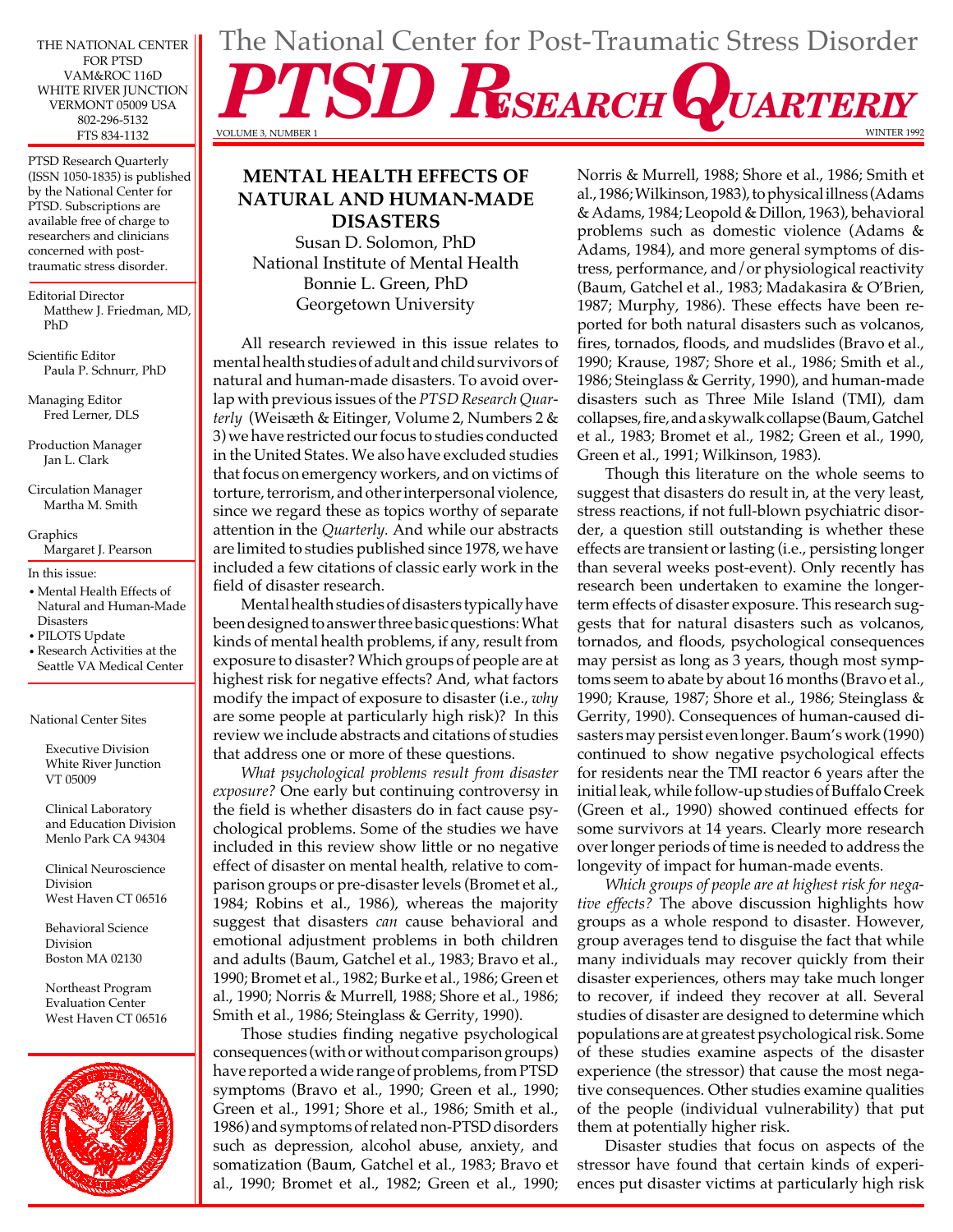# The National Center for Post-Traumatic Stress Disorder

# PTSD RESEARCH QUARTERLY

VOLUME 3, NUMBER 1 — WINTER 1992

THE NATIONAL CENTER FOR PTSD
VAM&ROC 116D
WHITE RIVER JUNCTION
VERMONT 05009 USA
802-296-5132
FTS 834-1132

PTSD Research Quarterly (ISSN 1050-1835) is published by the National Center for PTSD. Subscriptions are available free of charge to researchers and clinicians concerned with post-traumatic stress disorder.

Editorial Director
Matthew J. Friedman, MD, PhD

Scientific Editor
Paula P. Schnurr, PhD

Managing Editor
Fred Lerner, DLS

Production Manager
Jan L. Clark

Circulation Manager
Martha M. Smith

Graphics
Margaret J. Pearson

In this issue:

- Mental Health Effects of Natural and Human-Made Disasters
- PILOTS Update
- Research Activities at the Seattle VA Medical Center

National Center Sites

Executive Division
White River Junction
VT 05009

Clinical Laboratory and Education Division
Menlo Park CA 94304

Clinical Neuroscience Division
West Haven CT 06516

Behavioral Science Division
Boston MA 02130

Northeast Program Evaluation Center
West Haven CT 06516

## MENTAL HEALTH EFFECTS OF NATURAL AND HUMAN-MADE DISASTERS

Susan D. Solomon, PhD
National Institute of Mental Health
Bonnie L. Green, PhD
Georgetown University

All research reviewed in this issue relates to mental health studies of adult and child survivors of natural and human-made disasters. To avoid overlap with previous issues of the *PTSD Research Quarterly* (Weisæth & Eitinger, Volume 2, Numbers 2 & 3) we have restricted our focus to studies conducted in the United States. We also have excluded studies that focus on emergency workers, and on victims of torture, terrorism, and other interpersonal violence, since we regard these as topics worthy of separate attention in the *Quarterly.* And while our abstracts are limited to studies published since 1978, we have included a few citations of classic early work in the field of disaster research.

Mental health studies of disasters typically have been designed to answer three basic questions: What kinds of mental health problems, if any, result from exposure to disaster? Which groups of people are at highest risk for negative effects? And, what factors modify the impact of exposure to disaster (i.e., *why* are some people at particularly high risk)? In this review we include abstracts and citations of studies that address one or more of these questions.

*What psychological problems result from disaster exposure?* One early but continuing controversy in the field is whether disasters do in fact cause psychological problems. Some of the studies we have included in this review show little or no negative effect of disaster on mental health, relative to comparison groups or pre-disaster levels (Bromet et al., 1984; Robins et al., 1986), whereas the majority suggest that disasters *can* cause behavioral and emotional adjustment problems in both children and adults (Baum, Gatchel et al., 1983; Bravo et al., 1990; Bromet et al., 1982; Burke et al., 1986; Green et al., 1990; Norris & Murrell, 1988; Shore et al., 1986; Smith et al., 1986; Steinglass & Gerrity, 1990).

Those studies finding negative psychological consequences (with or without comparison groups) have reported a wide range of problems, from PTSD symptoms (Bravo et al., 1990; Green et al., 1990; Green et al., 1991; Shore et al., 1986; Smith et al., 1986) and symptoms of related non-PTSD disorders such as depression, alcohol abuse, anxiety, and somatization (Baum, Gatchel et al., 1983; Bravo et al., 1990; Bromet et al., 1982; Green et al., 1990; Norris & Murrell, 1988; Shore et al., 1986; Smith et al., 1986; Wilkinson, 1983), to physical illness (Adams & Adams, 1984; Leopold & Dillon, 1963), behavioral problems such as domestic violence (Adams & Adams, 1984), and more general symptoms of distress, performance, and/or physiological reactivity (Baum, Gatchel et al., 1983; Madakasira & O'Brien, 1987; Murphy, 1986). These effects have been reported for both natural disasters such as volcanos, fires, tornados, floods, and mudslides (Bravo et al., 1990; Krause, 1987; Shore et al., 1986; Smith et al., 1986; Steinglass & Gerrity, 1990), and human-made disasters such as Three Mile Island (TMI), dam collapses, fire, and a skywalk collapse (Baum, Gatchel et al., 1983; Bromet et al., 1982; Green et al., 1990, Green et al., 1991; Wilkinson, 1983).

Though this literature on the whole seems to suggest that disasters do result in, at the very least, stress reactions, if not full-blown psychiatric disorder, a question still outstanding is whether these effects are transient or lasting (i.e., persisting longer than several weeks post-event). Only recently has research been undertaken to examine the longer-term effects of disaster exposure. This research suggests that for natural disasters such as volcanos, tornados, and floods, psychological consequences may persist as long as 3 years, though most symptoms seem to abate by about 16 months (Bravo et al., 1990; Krause, 1987; Shore et al., 1986; Steinglass & Gerrity, 1990). Consequences of human-caused disasters may persist even longer. Baum's work (1990) continued to show negative psychological effects for residents near the TMI reactor 6 years after the initial leak, while follow-up studies of Buffalo Creek (Green et al., 1990) showed continued effects for some survivors at 14 years. Clearly more research over longer periods of time is needed to address the longevity of impact for human-made events.

*Which groups of people are at highest risk for negative effects?* The above discussion highlights how groups as a whole respond to disaster. However, group averages tend to disguise the fact that while many individuals may recover quickly from their disaster experiences, others may take much longer to recover, if indeed they recover at all. Several studies of disaster are designed to determine which populations are at greatest psychological risk. Some of these studies examine aspects of the disaster experience (the stressor) that cause the most negative consequences. Other studies examine qualities of the people (individual vulnerability) that put them at potentially higher risk.

Disaster studies that focus on aspects of the stressor have found that certain kinds of experiences put disaster victims at particularly high risk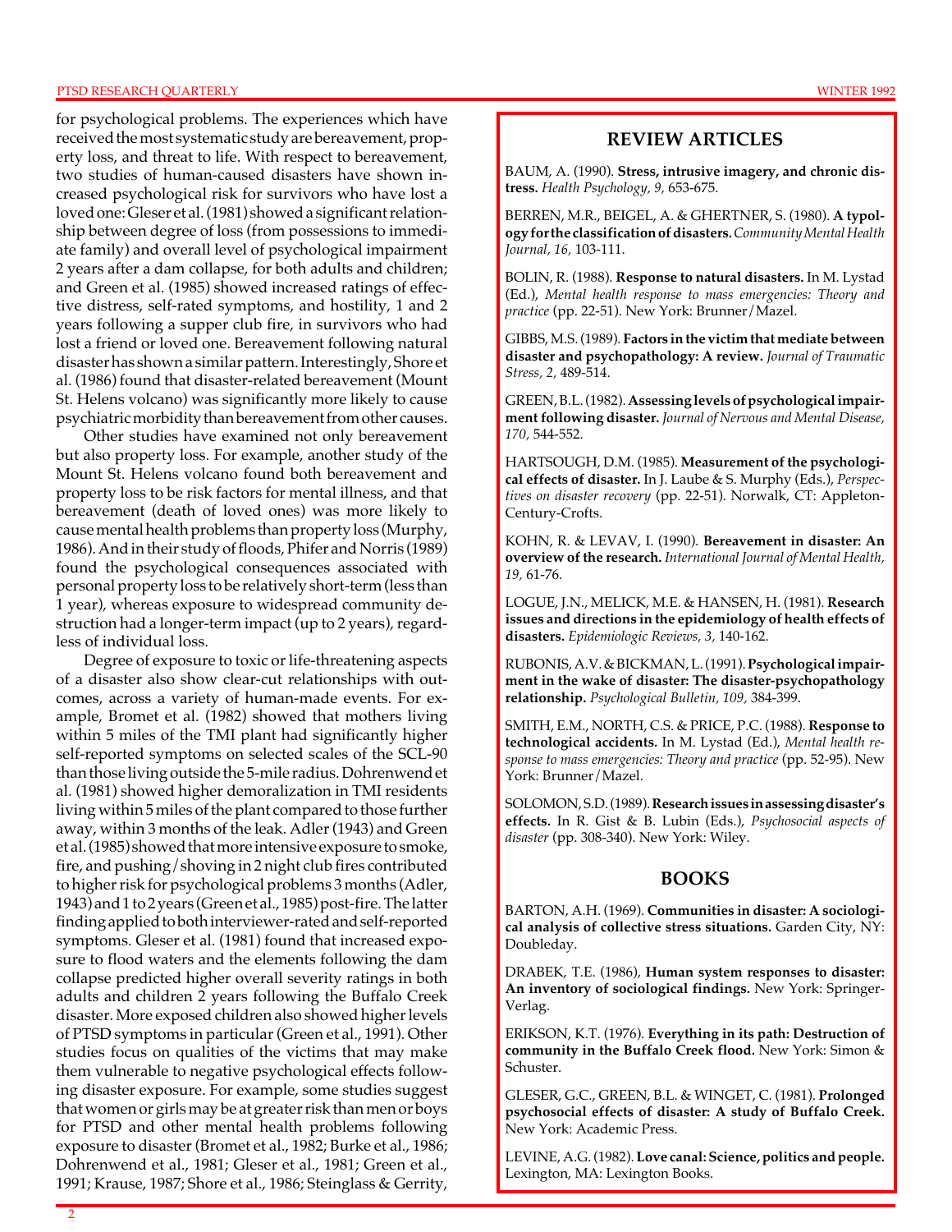for psychological problems. The experiences which have received the most systematic study are bereavement, property loss, and threat to life. With respect to bereavement, two studies of human-caused disasters have shown increased psychological risk for survivors who have lost a loved one: Gleser et al. (1981) showed a significant relationship between degree of loss (from possessions to immediate family) and overall level of psychological impairment 2 years after a dam collapse, for both adults and children; and Green et al. (1985) showed increased ratings of effective distress, self-rated symptoms, and hostility, 1 and 2 years following a supper club fire, in survivors who had lost a friend or loved one. Bereavement following natural disaster has shown a similar pattern. Interestingly, Shore et al. (1986) found that disaster-related bereavement (Mount St. Helens volcano) was significantly more likely to cause psychiatric morbidity than bereavement from other causes.

Other studies have examined not only bereavement but also property loss. For example, another study of the Mount St. Helens volcano found both bereavement and property loss to be risk factors for mental illness, and that bereavement (death of loved ones) was more likely to cause mental health problems than property loss (Murphy, 1986). And in their study of floods, Phifer and Norris (1989) found the psychological consequences associated with personal property loss to be relatively short-term (less than 1 year), whereas exposure to widespread community destruction had a longer-term impact (up to 2 years), regardless of individual loss.

Degree of exposure to toxic or life-threatening aspects of a disaster also show clear-cut relationships with outcomes, across a variety of human-made events. For example, Bromet et al. (1982) showed that mothers living within 5 miles of the TMI plant had significantly higher self-reported symptoms on selected scales of the SCL-90 than those living outside the 5-mile radius. Dohrenwend et al. (1981) showed higher demoralization in TMI residents living within 5 miles of the plant compared to those further away, within 3 months of the leak. Adler (1943) and Green et al. (1985) showed that more intensive exposure to smoke, fire, and pushing/shoving in 2 night club fires contributed to higher risk for psychological problems 3 months (Adler, 1943) and 1 to 2 years (Green et al., 1985) post-fire. The latter finding applied to both interviewer-rated and self-reported symptoms. Gleser et al. (1981) found that increased exposure to flood waters and the elements following the dam collapse predicted higher overall severity ratings in both adults and children 2 years following the Buffalo Creek disaster. More exposed children also showed higher levels of PTSD symptoms in particular (Green et al., 1991). Other studies focus on qualities of the victims that may make them vulnerable to negative psychological effects following disaster exposure. For example, some studies suggest that women or girls may be at greater risk than men or boys for PTSD and other mental health problems following exposure to disaster (Bromet et al., 1982; Burke et al., 1986; Dohrenwend et al., 1981; Gleser et al., 1981; Green et al., 1991; Krause, 1987; Shore et al., 1986; Steinglass & Gerrity,

## REVIEW ARTICLES

BAUM, A. (1990). **Stress, intrusive imagery, and chronic distress.** *Health Psychology, 9,* 653-675.

BERREN, M.R., BEIGEL, A. & GHERTNER, S. (1980). **A typology for the classification of disasters.** *Community Mental Health Journal, 16,* 103-111.

BOLIN, R. (1988). **Response to natural disasters.** In M. Lystad (Ed.), *Mental health response to mass emergencies: Theory and practice* (pp. 22-51). New York: Brunner/Mazel.

GIBBS, M.S. (1989). **Factors in the victim that mediate between disaster and psychopathology: A review.** *Journal of Traumatic Stress, 2,* 489-514.

GREEN, B.L. (1982). **Assessing levels of psychological impairment following disaster.** *Journal of Nervous and Mental Disease, 170,* 544-552.

HARTSOUGH, D.M. (1985). **Measurement of the psychological effects of disaster.** In J. Laube & S. Murphy (Eds.), *Perspectives on disaster recovery* (pp. 22-51). Norwalk, CT: Appleton-Century-Crofts.

KOHN, R. & LEVAV, I. (1990). **Bereavement in disaster: An overview of the research.** *International Journal of Mental Health, 19,* 61-76.

LOGUE, J.N., MELICK, M.E. & HANSEN, H. (1981). **Research issues and directions in the epidemiology of health effects of disasters.** *Epidemiologic Reviews, 3,* 140-162.

RUBONIS, A.V. & BICKMAN, L. (1991). **Psychological impairment in the wake of disaster: The disaster-psychopathology relationship.** *Psychological Bulletin, 109,* 384-399.

SMITH, E.M., NORTH, C.S. & PRICE, P.C. (1988). **Response to technological accidents.** In M. Lystad (Ed.), *Mental health response to mass emergencies: Theory and practice* (pp. 52-95). New York: Brunner/Mazel.

SOLOMON, S.D. (1989). **Research issues in assessing disaster's effects.** In R. Gist & B. Lubin (Eds.), *Psychosocial aspects of disaster* (pp. 308-340). New York: Wiley.

## BOOKS

BARTON, A.H. (1969). **Communities in disaster: A sociological analysis of collective stress situations.** Garden City, NY: Doubleday.

DRABEK, T.E. (1986), **Human system responses to disaster: An inventory of sociological findings.** New York: Springer-Verlag.

ERIKSON, K.T. (1976). **Everything in its path: Destruction of community in the Buffalo Creek flood.** New York: Simon & Schuster.

GLESER, G.C., GREEN, B.L. & WINGET, C. (1981). **Prolonged psychosocial effects of disaster: A study of Buffalo Creek.** New York: Academic Press.

LEVINE, A.G. (1982). **Love canal: Science, politics and people.** Lexington, MA: Lexington Books.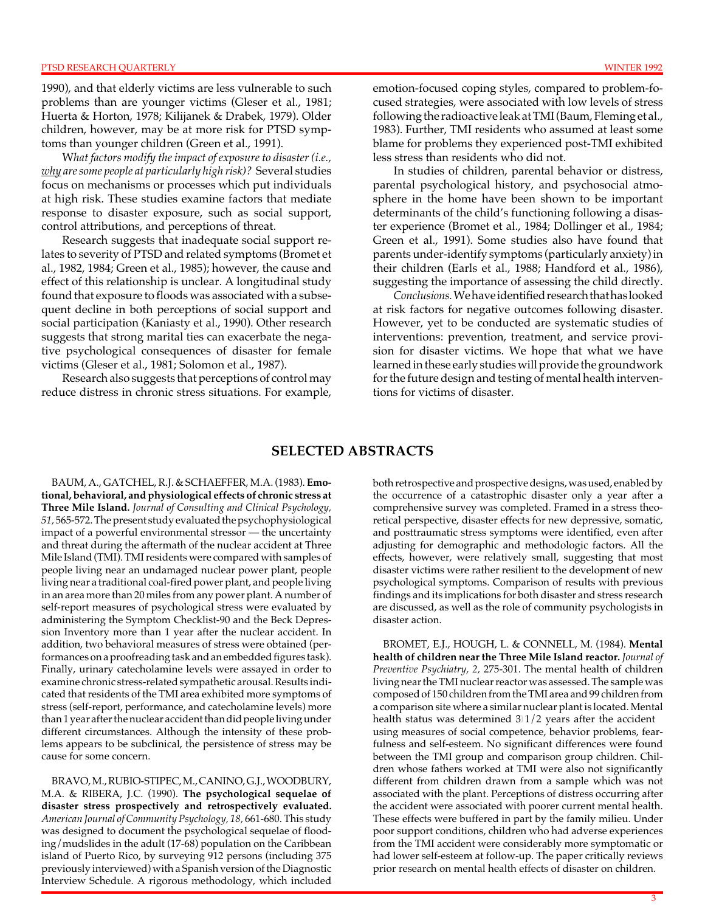1990), and that elderly victims are less vulnerable to such problems than are younger victims (Gleser et al., 1981; Huerta & Horton, 1978; Kilijanek & Drabek, 1979). Older children, however, may be at more risk for PTSD symptoms than younger children (Green et al., 1991).

*What factors modify the impact of exposure to disaster (i.e., why are some people at particularly high risk)?* Several studies focus on mechanisms or processes which put individuals at high risk. These studies examine factors that mediate response to disaster exposure, such as social support, control attributions, and perceptions of threat.

Research suggests that inadequate social support relates to severity of PTSD and related symptoms (Bromet et al., 1982, 1984; Green et al., 1985); however, the cause and effect of this relationship is unclear. A longitudinal study found that exposure to floods was associated with a subsequent decline in both perceptions of social support and social participation (Kaniasty et al., 1990). Other research suggests that strong marital ties can exacerbate the negative psychological consequences of disaster for female victims (Gleser et al., 1981; Solomon et al., 1987).

Research also suggests that perceptions of control may reduce distress in chronic stress situations. For example, emotion-focused coping styles, compared to problem-focused strategies, were associated with low levels of stress following the radioactive leak at TMI (Baum, Fleming et al., 1983). Further, TMI residents who assumed at least some blame for problems they experienced post-TMI exhibited less stress than residents who did not.

In studies of children, parental behavior or distress, parental psychological history, and psychosocial atmosphere in the home have been shown to be important determinants of the child's functioning following a disaster experience (Bromet et al., 1984; Dollinger et al., 1984; Green et al., 1991). Some studies also have found that parents under-identify symptoms (particularly anxiety) in their children (Earls et al., 1988; Handford et al., 1986), suggesting the importance of assessing the child directly.

*Conclusions.* We have identified research that has looked at risk factors for negative outcomes following disaster. However, yet to be conducted are systematic studies of interventions: prevention, treatment, and service provision for disaster victims. We hope that what we have learned in these early studies will provide the groundwork for the future design and testing of mental health interventions for victims of disaster.

## SELECTED ABSTRACTS

BAUM, A., GATCHEL, R.J. & SCHAEFFER, M.A. (1983). **Emotional, behavioral, and physiological effects of chronic stress at Three Mile Island.** *Journal of Consulting and Clinical Psychology, 51,* 565-572. The present study evaluated the psychophysiological impact of a powerful environmental stressor — the uncertainty and threat during the aftermath of the nuclear accident at Three Mile Island (TMI). TMI residents were compared with samples of people living near an undamaged nuclear power plant, people living near a traditional coal-fired power plant, and people living in an area more than 20 miles from any power plant. A number of self-report measures of psychological stress were evaluated by administering the Symptom Checklist-90 and the Beck Depression Inventory more than 1 year after the nuclear accident. In addition, two behavioral measures of stress were obtained (performances on a proofreading task and an embedded figures task). Finally, urinary catecholamine levels were assayed in order to examine chronic stress-related sympathetic arousal. Results indicated that residents of the TMI area exhibited more symptoms of stress (self-report, performance, and catecholamine levels) more than 1 year after the nuclear accident than did people living under different circumstances. Although the intensity of these problems appears to be subclinical, the persistence of stress may be cause for some concern.

BRAVO, M., RUBIO-STIPEC, M., CANINO, G.J., WOODBURY, M.A. & RIBERA, J.C. (1990). **The psychological sequelae of disaster stress prospectively and retrospectively evaluated.** *American Journal of Community Psychology, 18,* 661-680. This study was designed to document the psychological sequelae of flooding/mudslides in the adult (17-68) population on the Caribbean island of Puerto Rico, by surveying 912 persons (including 375 previously interviewed) with a Spanish version of the Diagnostic Interview Schedule. A rigorous methodology, which included both retrospective and prospective designs, was used, enabled by the occurrence of a catastrophic disaster only a year after a comprehensive survey was completed. Framed in a stress theoretical perspective, disaster effects for new depressive, somatic, and posttraumatic stress symptoms were identified, even after adjusting for demographic and methodologic factors. All the effects, however, were relatively small, suggesting that most disaster victims were rather resilient to the development of new psychological symptoms. Comparison of results with previous findings and its implications for both disaster and stress research are discussed, as well as the role of community psychologists in disaster action.

BROMET, E.J., HOUGH, L. & CONNELL, M. (1984). **Mental health of children near the Three Mile Island reactor.** *Journal of Preventive Psychiatry, 2,* 275-301. The mental health of children living near the TMI nuclear reactor was assessed. The sample was composed of 150 children from the TMI area and 99 children from a comparison site where a similar nuclear plant is located. Mental health status was determined 3 1/2 years after the accident using measures of social competence, behavior problems, fearfulness and self-esteem. No significant differences were found between the TMI group and comparison group children. Children whose fathers worked at TMI were also not significantly different from children drawn from a sample which was not associated with the plant. Perceptions of distress occurring after the accident were associated with poorer current mental health. These effects were buffered in part by the family milieu. Under poor support conditions, children who had adverse experiences from the TMI accident were considerably more symptomatic or had lower self-esteem at follow-up. The paper critically reviews prior research on mental health effects of disaster on children.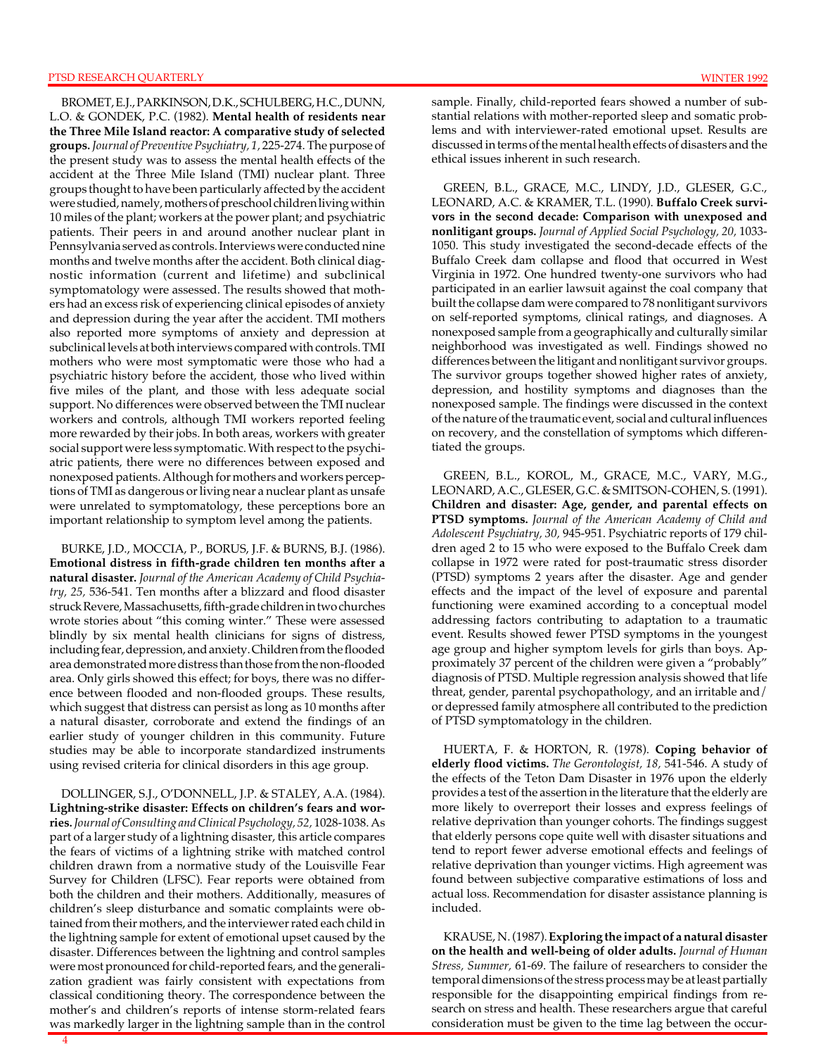BROMET, E.J., PARKINSON, D.K., SCHULBERG, H.C., DUNN, L.O. & GONDEK, P.C. (1982). **Mental health of residents near the Three Mile Island reactor: A comparative study of selected groups.** *Journal of Preventive Psychiatry, 1,* 225-274. The purpose of the present study was to assess the mental health effects of the accident at the Three Mile Island (TMI) nuclear plant. Three groups thought to have been particularly affected by the accident were studied, namely, mothers of preschool children living within 10 miles of the plant; workers at the power plant; and psychiatric patients. Their peers in and around another nuclear plant in Pennsylvania served as controls. Interviews were conducted nine months and twelve months after the accident. Both clinical diagnostic information (current and lifetime) and subclinical symptomatology were assessed. The results showed that mothers had an excess risk of experiencing clinical episodes of anxiety and depression during the year after the accident. TMI mothers also reported more symptoms of anxiety and depression at subclinical levels at both interviews compared with controls. TMI mothers who were most symptomatic were those who had a psychiatric history before the accident, those who lived within five miles of the plant, and those with less adequate social support. No differences were observed between the TMI nuclear workers and controls, although TMI workers reported feeling more rewarded by their jobs. In both areas, workers with greater social support were less symptomatic. With respect to the psychiatric patients, there were no differences between exposed and nonexposed patients. Although for mothers and workers perceptions of TMI as dangerous or living near a nuclear plant as unsafe were unrelated to symptomatology, these perceptions bore an important relationship to symptom level among the patients.

BURKE, J.D., MOCCIA, P., BORUS, J.F. & BURNS, B.J. (1986). **Emotional distress in fifth-grade children ten months after a natural disaster.** *Journal of the American Academy of Child Psychiatry, 25,* 536-541. Ten months after a blizzard and flood disaster struck Revere, Massachusetts, fifth-grade children in two churches wrote stories about "this coming winter." These were assessed blindly by six mental health clinicians for signs of distress, including fear, depression, and anxiety. Children from the flooded area demonstrated more distress than those from the non-flooded area. Only girls showed this effect; for boys, there was no difference between flooded and non-flooded groups. These results, which suggest that distress can persist as long as 10 months after a natural disaster, corroborate and extend the findings of an earlier study of younger children in this community. Future studies may be able to incorporate standardized instruments using revised criteria for clinical disorders in this age group.

DOLLINGER, S.J., O'DONNELL, J.P. & STALEY, A.A. (1984). **Lightning-strike disaster: Effects on children's fears and worries.** *Journal of Consulting and Clinical Psychology, 52,* 1028-1038. As part of a larger study of a lightning disaster, this article compares the fears of victims of a lightning strike with matched control children drawn from a normative study of the Louisville Fear Survey for Children (LFSC). Fear reports were obtained from both the children and their mothers. Additionally, measures of children's sleep disturbance and somatic complaints were obtained from their mothers, and the interviewer rated each child in the lightning sample for extent of emotional upset caused by the disaster. Differences between the lightning and control samples were most pronounced for child-reported fears, and the generalization gradient was fairly consistent with expectations from classical conditioning theory. The correspondence between the mother's and children's reports of intense storm-related fears was markedly larger in the lightning sample than in the control sample. Finally, child-reported fears showed a number of substantial relations with mother-reported sleep and somatic problems and with interviewer-rated emotional upset. Results are discussed in terms of the mental health effects of disasters and the ethical issues inherent in such research.

GREEN, B.L., GRACE, M.C., LINDY, J.D., GLESER, G.C., LEONARD, A.C. & KRAMER, T.L. (1990). **Buffalo Creek survivors in the second decade: Comparison with unexposed and nonlitigant groups.** *Journal of Applied Social Psychology, 20,* 1033-1050. This study investigated the second-decade effects of the Buffalo Creek dam collapse and flood that occurred in West Virginia in 1972. One hundred twenty-one survivors who had participated in an earlier lawsuit against the coal company that built the collapse dam were compared to 78 nonlitigant survivors on self-reported symptoms, clinical ratings, and diagnoses. A nonexposed sample from a geographically and culturally similar neighborhood was investigated as well. Findings showed no differences between the litigant and nonlitigant survivor groups. The survivor groups together showed higher rates of anxiety, depression, and hostility symptoms and diagnoses than the nonexposed sample. The findings were discussed in the context of the nature of the traumatic event, social and cultural influences on recovery, and the constellation of symptoms which differentiated the groups.

GREEN, B.L., KOROL, M., GRACE, M.C., VARY, M.G., LEONARD, A.C., GLESER, G.C. & SMITSON-COHEN, S. (1991). **Children and disaster: Age, gender, and parental effects on PTSD symptoms.** *Journal of the American Academy of Child and Adolescent Psychiatry, 30,* 945-951. Psychiatric reports of 179 children aged 2 to 15 who were exposed to the Buffalo Creek dam collapse in 1972 were rated for post-traumatic stress disorder (PTSD) symptoms 2 years after the disaster. Age and gender effects and the impact of the level of exposure and parental functioning were examined according to a conceptual model addressing factors contributing to adaptation to a traumatic event. Results showed fewer PTSD symptoms in the youngest age group and higher symptom levels for girls than boys. Approximately 37 percent of the children were given a "probably" diagnosis of PTSD. Multiple regression analysis showed that life threat, gender, parental psychopathology, and an irritable and/or depressed family atmosphere all contributed to the prediction of PTSD symptomatology in the children.

HUERTA, F. & HORTON, R. (1978). **Coping behavior of elderly flood victims.** *The Gerontologist, 18,* 541-546. A study of the effects of the Teton Dam Disaster in 1976 upon the elderly provides a test of the assertion in the literature that the elderly are more likely to overreport their losses and express feelings of relative deprivation than younger cohorts. The findings suggest that elderly persons cope quite well with disaster situations and tend to report fewer adverse emotional effects and feelings of relative deprivation than younger victims. High agreement was found between subjective comparative estimations of loss and actual loss. Recommendation for disaster assistance planning is included.

KRAUSE, N. (1987). **Exploring the impact of a natural disaster on the health and well-being of older adults.** *Journal of Human Stress, Summer,* 61-69. The failure of researchers to consider the temporal dimensions of the stress process may be at least partially responsible for the disappointing empirical findings from research on stress and health. These researchers argue that careful consideration must be given to the time lag between the occur-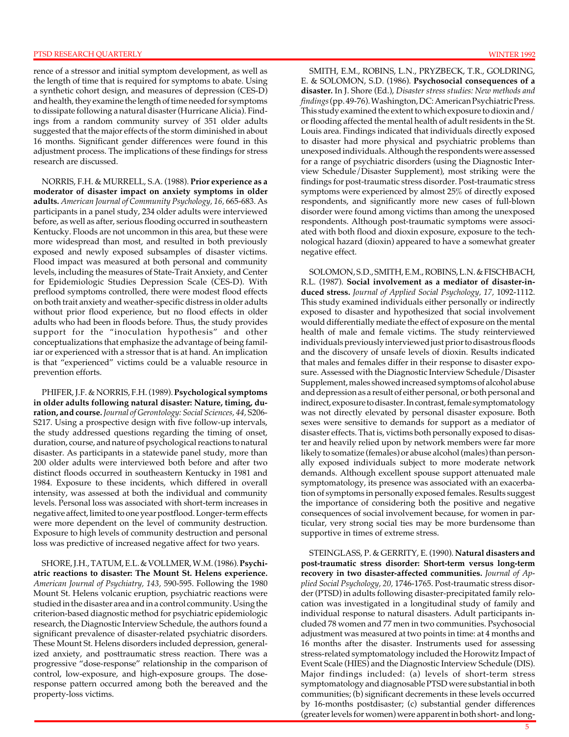rence of a stressor and initial symptom development, as well as the length of time that is required for symptoms to abate. Using a synthetic cohort design, and measures of depression (CES-D) and health, they examine the length of time needed for symptoms to dissipate following a natural disaster (Hurricane Alicia). Findings from a random community survey of 351 older adults suggested that the major effects of the storm diminished in about 16 months. Significant gender differences were found in this adjustment process. The implications of these findings for stress research are discussed.

NORRIS, F.H. & MURRELL, S.A. (1988). **Prior experience as a moderator of disaster impact on anxiety symptoms in older adults.** *American Journal of Community Psychology, 16,* 665-683. As participants in a panel study, 234 older adults were interviewed before, as well as after, serious flooding occurred in southeastern Kentucky. Floods are not uncommon in this area, but these were more widespread than most, and resulted in both previously exposed and newly exposed subsamples of disaster victims. Flood impact was measured at both personal and community levels, including the measures of State-Trait Anxiety, and Center for Epidemiologic Studies Depression Scale (CES-D). With preflood symptoms controlled, there were modest flood effects on both trait anxiety and weather-specific distress in older adults without prior flood experience, but no flood effects in older adults who had been in floods before. Thus, the study provides support for the "inoculation hypothesis" and other conceptualizations that emphasize the advantage of being familiar or experienced with a stressor that is at hand. An implication is that "experienced" victims could be a valuable resource in prevention efforts.

PHIFER, J.F. & NORRIS, F.H. (1989). **Psychological symptoms in older adults following natural disaster: Nature, timing, duration, and course.** *Journal of Gerontology: Social Sciences, 44,* S206-S217. Using a prospective design with five follow-up intervals, the study addressed questions regarding the timing of onset, duration, course, and nature of psychological reactions to natural disaster. As participants in a statewide panel study, more than 200 older adults were interviewed both before and after two distinct floods occurred in southeastern Kentucky in 1981 and 1984. Exposure to these incidents, which differed in overall intensity, was assessed at both the individual and community levels. Personal loss was associated with short-term increases in negative affect, limited to one year postflood. Longer-term effects were more dependent on the level of community destruction. Exposure to high levels of community destruction and personal loss was predictive of increased negative affect for two years.

SHORE, J.H., TATUM, E.L. & VOLLMER, W.M. (1986). **Psychiatric reactions to disaster: The Mount St. Helens experience.** *American Journal of Psychiatry, 143,* 590-595. Following the 1980 Mount St. Helens volcanic eruption, psychiatric reactions were studied in the disaster area and in a control community. Using the criterion-based diagnostic method for psychiatric epidemiologic research, the Diagnostic Interview Schedule, the authors found a significant prevalence of disaster-related psychiatric disorders. These Mount St. Helens disorders included depression, generalized anxiety, and posttraumatic stress reaction. There was a progressive "dose-response" relationship in the comparison of control, low-exposure, and high-exposure groups. The dose-response pattern occurred among both the bereaved and the property-loss victims.

SMITH, E.M., ROBINS, L.N., PRYZBECK, T.R., GOLDRING, E. & SOLOMON, S.D. (1986). **Psychosocial consequences of a disaster.** In J. Shore (Ed.), *Disaster stress studies: New methods and findings* (pp. 49-76). Washington, DC: American Psychiatric Press. This study examined the extent to which exposure to dioxin and/or flooding affected the mental health of adult residents in the St. Louis area. Findings indicated that individuals directly exposed to disaster had more physical and psychiatric problems than unexposed individuals. Although the respondents were assessed for a range of psychiatric disorders (using the Diagnostic Interview Schedule/Disaster Supplement), most striking were the findings for post-traumatic stress disorder. Post-traumatic stress symptoms were experienced by almost 25% of directly exposed respondents, and significantly more new cases of full-blown disorder were found among victims than among the unexposed respondents. Although post-traumatic symptoms were associated with both flood and dioxin exposure, exposure to the technological hazard (dioxin) appeared to have a somewhat greater negative effect.

SOLOMON, S.D., SMITH, E.M., ROBINS, L.N. & FISCHBACH, R.L. (1987). **Social involvement as a mediator of disaster-induced stress.** *Journal of Applied Social Psychology, 17,* 1092-1112. This study examined individuals either personally or indirectly exposed to disaster and hypothesized that social involvement would differentially mediate the effect of exposure on the mental health of male and female victims. The study reinterviewed individuals previously interviewed just prior to disastrous floods and the discovery of unsafe levels of dioxin. Results indicated that males and females differ in their response to disaster exposure. Assessed with the Diagnostic Interview Schedule/Disaster Supplement, males showed increased symptoms of alcohol abuse and depression as a result of either personal, or both personal and indirect, exposure to disaster. In contrast, female symptomatology was not directly elevated by personal disaster exposure. Both sexes were sensitive to demands for support as a mediator of disaster effects. That is, victims both personally exposed to disaster and heavily relied upon by network members were far more likely to somatize (females) or abuse alcohol (males) than personally exposed individuals subject to more moderate network demands. Although excellent spouse support attenuated male symptomatology, its presence was associated with an exacerbation of symptoms in personally exposed females. Results suggest the importance of considering both the positive and negative consequences of social involvement because, for women in particular, very strong social ties may be more burdensome than supportive in times of extreme stress.

STEINGLASS, P. & GERRITY, E. (1990). **Natural disasters and post-traumatic stress disorder: Short-term versus long-term recovery in two disaster-affected communities.** *Journal of Applied Social Psychology, 20,* 1746-1765. Post-traumatic stress disorder (PTSD) in adults following disaster-precipitated family relocation was investigated in a longitudinal study of family and individual response to natural disasters. Adult participants included 78 women and 77 men in two communities. Psychosocial adjustment was measured at two points in time: at 4 months and 16 months after the disaster. Instruments used for assessing stress-related symptomatology included the Horowitz Impact of Event Scale (HIES) and the Diagnostic Interview Schedule (DIS). Major findings included: (a) levels of short-term stress symptomatology and diagnosable PTSD were substantial in both communities; (b) significant decrements in these levels occurred by 16-months postdisaster; (c) substantial gender differences (greater levels for women) were apparent in both short- and long-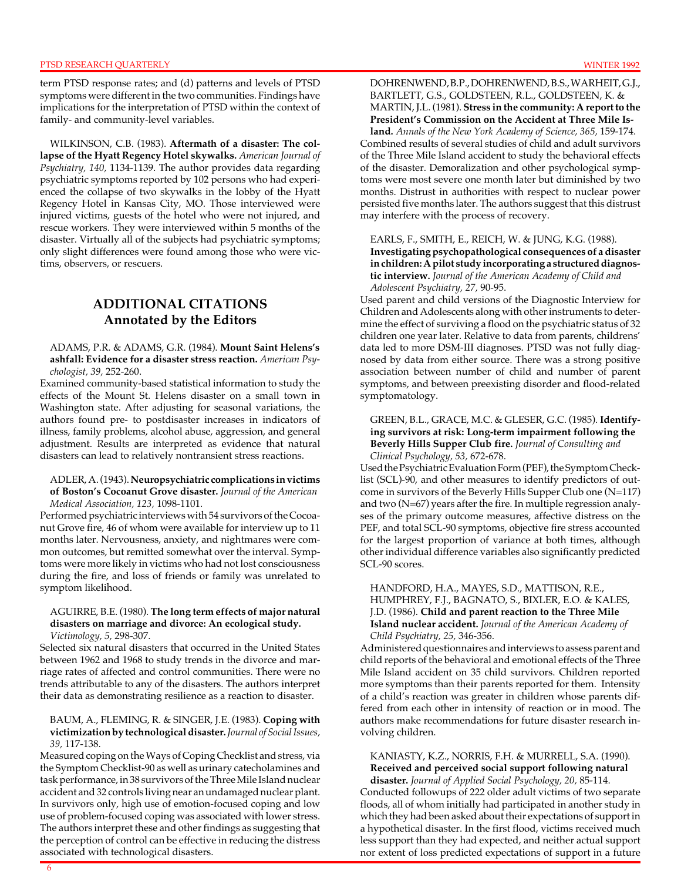term PTSD response rates; and (d) patterns and levels of PTSD symptoms were different in the two communities. Findings have implications for the interpretation of PTSD within the context of family- and community-level variables.

WILKINSON, C.B. (1983). **Aftermath of a disaster: The collapse of the Hyatt Regency Hotel skywalks.** *American Journal of Psychiatry, 140,* 1134-1139. The author provides data regarding psychiatric symptoms reported by 102 persons who had experienced the collapse of two skywalks in the lobby of the Hyatt Regency Hotel in Kansas City, MO. Those interviewed were injured victims, guests of the hotel who were not injured, and rescue workers. They were interviewed within 5 months of the disaster. Virtually all of the subjects had psychiatric symptoms; only slight differences were found among those who were victims, observers, or rescuers.

## ADDITIONAL CITATIONS
## Annotated by the Editors

ADAMS, P.R. & ADAMS, G.R. (1984). **Mount Saint Helens's ashfall: Evidence for a disaster stress reaction.** *American Psychologist, 39,* 252-260.
Examined community-based statistical information to study the effects of the Mount St. Helens disaster on a small town in Washington state. After adjusting for seasonal variations, the authors found pre- to postdisaster increases in indicators of illness, family problems, alcohol abuse, aggression, and general adjustment. Results are interpreted as evidence that natural disasters can lead to relatively nontransient stress reactions.

ADLER, A. (1943). **Neuropsychiatric complications in victims of Boston's Cocoanut Grove disaster.** *Journal of the American Medical Association, 123,* 1098-1101.
Performed psychiatric interviews with 54 survivors of the Cocoanut Grove fire, 46 of whom were available for interview up to 11 months later. Nervousness, anxiety, and nightmares were common outcomes, but remitted somewhat over the interval. Symptoms were more likely in victims who had not lost consciousness during the fire, and loss of friends or family was unrelated to symptom likelihood.

AGUIRRE, B.E. (1980). **The long term effects of major natural disasters on marriage and divorce: An ecological study.** *Victimology, 5,* 298-307.
Selected six natural disasters that occurred in the United States between 1962 and 1968 to study trends in the divorce and marriage rates of affected and control communities. There were no trends attributable to any of the disasters. The authors interpret their data as demonstrating resilience as a reaction to disaster.

BAUM, A., FLEMING, R. & SINGER, J.E. (1983). **Coping with victimization by technological disaster.** *Journal of Social Issues, 39,* 117-138.
Measured coping on the Ways of Coping Checklist and stress, via the Symptom Checklist-90 as well as urinary catecholamines and task performance, in 38 survivors of the Three Mile Island nuclear accident and 32 controls living near an undamaged nuclear plant. In survivors only, high use of emotion-focused coping and low use of problem-focused coping was associated with lower stress. The authors interpret these and other findings as suggesting that the perception of control can be effective in reducing the distress associated with technological disasters.

DOHRENWEND, B.P., DOHRENWEND, B.S., WARHEIT, G.J., BARTLETT, G.S., GOLDSTEEN, R.L., GOLDSTEEN, K. & MARTIN, J.L. (1981). **Stress in the community: A report to the President's Commission on the Accident at Three Mile Island.** *Annals of the New York Academy of Science, 365,* 159-174.
Combined results of several studies of child and adult survivors of the Three Mile Island accident to study the behavioral effects of the disaster. Demoralization and other psychological symptoms were most severe one month later but diminished by two months. Distrust in authorities with respect to nuclear power persisted five months later. The authors suggest that this distrust may interfere with the process of recovery.

EARLS, F., SMITH, E., REICH, W. & JUNG, K.G. (1988). **Investigating psychopathological consequences of a disaster in children: A pilot study incorporating a structured diagnostic interview.** *Journal of the American Academy of Child and Adolescent Psychiatry, 27,* 90-95.
Used parent and child versions of the Diagnostic Interview for Children and Adolescents along with other instruments to determine the effect of surviving a flood on the psychiatric status of 32 children one year later. Relative to data from parents, childrens' data led to more DSM-III diagnoses. PTSD was not fully diagnosed by data from either source. There was a strong positive association between number of child and number of parent symptoms, and between preexisting disorder and flood-related symptomatology.

GREEN, B.L., GRACE, M.C. & GLESER, G.C. (1985). **Identifying survivors at risk: Long-term impairment following the Beverly Hills Supper Club fire.** *Journal of Consulting and Clinical Psychology, 53,* 672-678.
Used the Psychiatric Evaluation Form (PEF), the Symptom Checklist (SCL)-90, and other measures to identify predictors of outcome in survivors of the Beverly Hills Supper Club one (N=117) and two (N=67) years after the fire. In multiple regression analyses of the primary outcome measures, affective distress on the PEF, and total SCL-90 symptoms, objective fire stress accounted for the largest proportion of variance at both times, although other individual difference variables also significantly predicted SCL-90 scores.

HANDFORD, H.A., MAYES, S.D., MATTISON, R.E., HUMPHREY, F.J., BAGNATO, S., BIXLER, E.O. & KALES, J.D. (1986). **Child and parent reaction to the Three Mile Island nuclear accident.** *Journal of the American Academy of Child Psychiatry, 25,* 346-356.
Administered questionnaires and interviews to assess parent and child reports of the behavioral and emotional effects of the Three Mile Island accident on 35 child survivors. Children reported more symptoms than their parents reported for them. Intensity of a child's reaction was greater in children whose parents differed from each other in intensity of reaction or in mood. The authors make recommendations for future disaster research involving children.

KANIASTY, K.Z., NORRIS, F.H. & MURRELL, S.A. (1990). **Received and perceived social support following natural disaster.** *Journal of Applied Social Psychology, 20,* 85-114.
Conducted followups of 222 older adult victims of two separate floods, all of whom initially had participated in another study in which they had been asked about their expectations of support in a hypothetical disaster. In the first flood, victims received much less support than they had expected, and neither actual support nor extent of loss predicted expectations of support in a future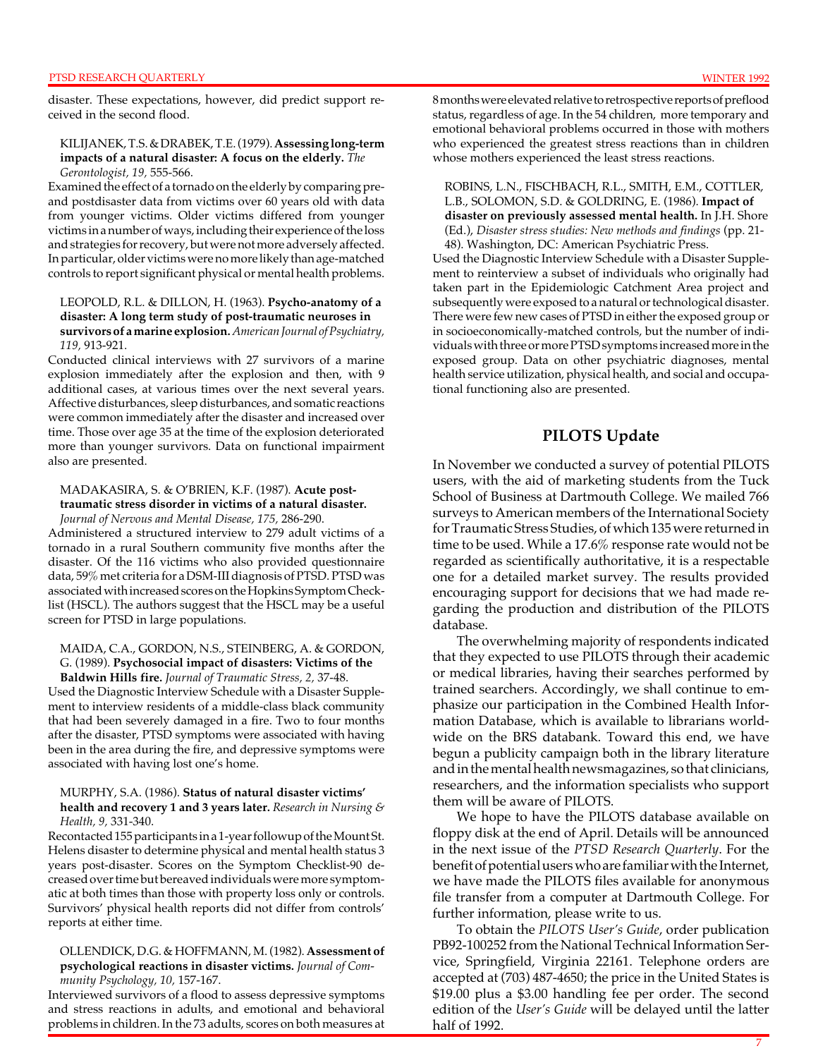disaster. These expectations, however, did predict support received in the second flood.

KILIJANEK, T.S. & DRABEK, T.E. (1979). **Assessing long-term impacts of a natural disaster: A focus on the elderly.** *The Gerontologist, 19,* 555-566.
Examined the effect of a tornado on the elderly by comparing pre- and postdisaster data from victims over 60 years old with data from younger victims. Older victims differed from younger victims in a number of ways, including their experience of the loss and strategies for recovery, but were not more adversely affected. In particular, older victims were no more likely than age-matched controls to report significant physical or mental health problems.

LEOPOLD, R.L. & DILLON, H. (1963). **Psycho-anatomy of a disaster: A long term study of post-traumatic neuroses in survivors of a marine explosion.** *American Journal of Psychiatry, 119,* 913-921.
Conducted clinical interviews with 27 survivors of a marine explosion immediately after the explosion and then, with 9 additional cases, at various times over the next several years. Affective disturbances, sleep disturbances, and somatic reactions were common immediately after the disaster and increased over time. Those over age 35 at the time of the explosion deteriorated more than younger survivors. Data on functional impairment also are presented.

MADAKASIRA, S. & O'BRIEN, K.F. (1987). **Acute post-traumatic stress disorder in victims of a natural disaster.** *Journal of Nervous and Mental Disease, 175,* 286-290.
Administered a structured interview to 279 adult victims of a tornado in a rural Southern community five months after the disaster. Of the 116 victims who also provided questionnaire data, 59% met criteria for a DSM-III diagnosis of PTSD. PTSD was associated with increased scores on the Hopkins Symptom Checklist (HSCL). The authors suggest that the HSCL may be a useful screen for PTSD in large populations.

MAIDA, C.A., GORDON, N.S., STEINBERG, A. & GORDON, G. (1989). **Psychosocial impact of disasters: Victims of the Baldwin Hills fire.** *Journal of Traumatic Stress, 2,* 37-48.
Used the Diagnostic Interview Schedule with a Disaster Supplement to interview residents of a middle-class black community that had been severely damaged in a fire. Two to four months after the disaster, PTSD symptoms were associated with having been in the area during the fire, and depressive symptoms were associated with having lost one's home.

MURPHY, S.A. (1986). **Status of natural disaster victims' health and recovery 1 and 3 years later.** *Research in Nursing & Health, 9,* 331-340.
Recontacted 155 participants in a 1-year followup of the Mount St. Helens disaster to determine physical and mental health status 3 years post-disaster. Scores on the Symptom Checklist-90 decreased over time but bereaved individuals were more symptomatic at both times than those with property loss only or controls. Survivors' physical health reports did not differ from controls' reports at either time.

OLLENDICK, D.G. & HOFFMANN, M. (1982). **Assessment of psychological reactions in disaster victims.** *Journal of Community Psychology, 10,* 157-167.
Interviewed survivors of a flood to assess depressive symptoms and stress reactions in adults, and emotional and behavioral problems in children. In the 73 adults, scores on both measures at 8 months were elevated relative to retrospective reports of preflood status, regardless of age. In the 54 children, more temporary and emotional behavioral problems occurred in those with mothers who experienced the greatest stress reactions than in children whose mothers experienced the least stress reactions.

ROBINS, L.N., FISCHBACH, R.L., SMITH, E.M., COTTLER, L.B., SOLOMON, S.D. & GOLDRING, E. (1986). **Impact of disaster on previously assessed mental health.** In J.H. Shore (Ed.), *Disaster stress studies: New methods and findings* (pp. 21-48). Washington, DC: American Psychiatric Press.
Used the Diagnostic Interview Schedule with a Disaster Supplement to reinterview a subset of individuals who originally had taken part in the Epidemiologic Catchment Area project and subsequently were exposed to a natural or technological disaster. There were few new cases of PTSD in either the exposed group or in socioeconomically-matched controls, but the number of individuals with three or more PTSD symptoms increased more in the exposed group. Data on other psychiatric diagnoses, mental health service utilization, physical health, and social and occupational functioning also are presented.

## PILOTS Update

In November we conducted a survey of potential PILOTS users, with the aid of marketing students from the Tuck School of Business at Dartmouth College. We mailed 766 surveys to American members of the International Society for Traumatic Stress Studies, of which 135 were returned in time to be used. While a 17.6% response rate would not be regarded as scientifically authoritative, it is a respectable one for a detailed market survey. The results provided encouraging support for decisions that we had made regarding the production and distribution of the PILOTS database.

The overwhelming majority of respondents indicated that they expected to use PILOTS through their academic or medical libraries, having their searches performed by trained searchers. Accordingly, we shall continue to emphasize our participation in the Combined Health Information Database, which is available to librarians worldwide on the BRS databank. Toward this end, we have begun a publicity campaign both in the library literature and in the mental health newsmagazines, so that clinicians, researchers, and the information specialists who support them will be aware of PILOTS.

We hope to have the PILOTS database available on floppy disk at the end of April. Details will be announced in the next issue of the *PTSD Research Quarterly*. For the benefit of potential users who are familiar with the Internet, we have made the PILOTS files available for anonymous file transfer from a computer at Dartmouth College. For further information, please write to us.

To obtain the *PILOTS User's Guide*, order publication PB92-100252 from the National Technical Information Service, Springfield, Virginia 22161. Telephone orders are accepted at (703) 487-4650; the price in the United States is $19.00 plus a $3.00 handling fee per order. The second edition of the *User's Guide* will be delayed until the latter half of 1992.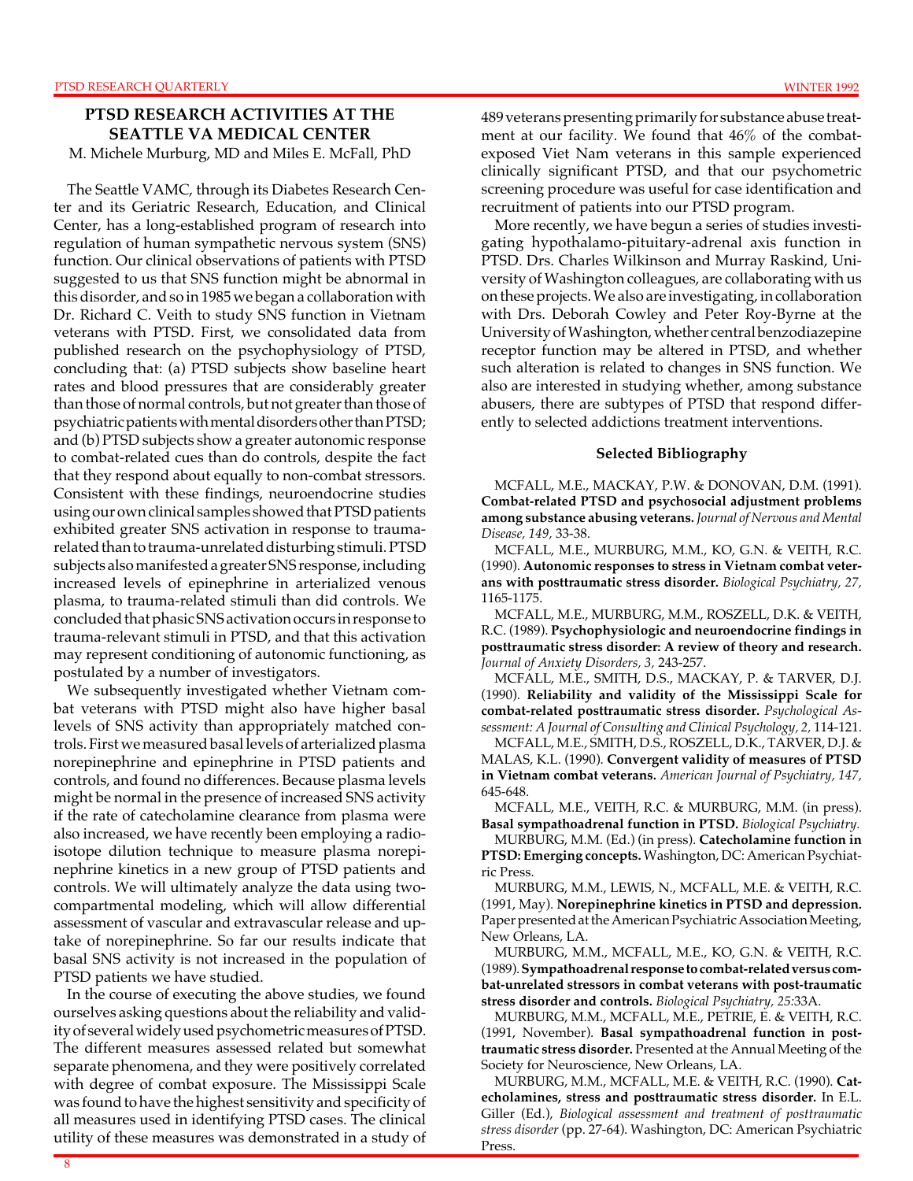## PTSD RESEARCH ACTIVITIES AT THE SEATTLE VA MEDICAL CENTER

M. Michele Murburg, MD and Miles E. McFall, PhD

The Seattle VAMC, through its Diabetes Research Center and its Geriatric Research, Education, and Clinical Center, has a long-established program of research into regulation of human sympathetic nervous system (SNS) function. Our clinical observations of patients with PTSD suggested to us that SNS function might be abnormal in this disorder, and so in 1985 we began a collaboration with Dr. Richard C. Veith to study SNS function in Vietnam veterans with PTSD. First, we consolidated data from published research on the psychophysiology of PTSD, concluding that: (a) PTSD subjects show baseline heart rates and blood pressures that are considerably greater than those of normal controls, but not greater than those of psychiatric patients with mental disorders other than PTSD; and (b) PTSD subjects show a greater autonomic response to combat-related cues than do controls, despite the fact that they respond about equally to non-combat stressors. Consistent with these findings, neuroendocrine studies using our own clinical samples showed that PTSD patients exhibited greater SNS activation in response to trauma-related than to trauma-unrelated disturbing stimuli. PTSD subjects also manifested a greater SNS response, including increased levels of epinephrine in arterialized venous plasma, to trauma-related stimuli than did controls. We concluded that phasic SNS activation occurs in response to trauma-relevant stimuli in PTSD, and that this activation may represent conditioning of autonomic functioning, as postulated by a number of investigators.

We subsequently investigated whether Vietnam combat veterans with PTSD might also have higher basal levels of SNS activity than appropriately matched controls. First we measured basal levels of arterialized plasma norepinephrine and epinephrine in PTSD patients and controls, and found no differences. Because plasma levels might be normal in the presence of increased SNS activity if the rate of catecholamine clearance from plasma were also increased, we have recently been employing a radioisotope dilution technique to measure plasma norepinephrine kinetics in a new group of PTSD patients and controls. We will ultimately analyze the data using two-compartmental modeling, which will allow differential assessment of vascular and extravascular release and uptake of norepinephrine. So far our results indicate that basal SNS activity is not increased in the population of PTSD patients we have studied.

In the course of executing the above studies, we found ourselves asking questions about the reliability and validity of several widely used psychometric measures of PTSD. The different measures assessed related but somewhat separate phenomena, and they were positively correlated with degree of combat exposure. The Mississippi Scale was found to have the highest sensitivity and specificity of all measures used in identifying PTSD cases. The clinical utility of these measures was demonstrated in a study of 489 veterans presenting primarily for substance abuse treatment at our facility. We found that 46% of the combat-exposed Viet Nam veterans in this sample experienced clinically significant PTSD, and that our psychometric screening procedure was useful for case identification and recruitment of patients into our PTSD program.

More recently, we have begun a series of studies investigating hypothalamo-pituitary-adrenal axis function in PTSD. Drs. Charles Wilkinson and Murray Raskind, University of Washington colleagues, are collaborating with us on these projects. We also are investigating, in collaboration with Drs. Deborah Cowley and Peter Roy-Byrne at the University of Washington, whether central benzodiazepine receptor function may be altered in PTSD, and whether such alteration is related to changes in SNS function. We also are interested in studying whether, among substance abusers, there are subtypes of PTSD that respond differently to selected addictions treatment interventions.

### Selected Bibliography

MCFALL, M.E., MACKAY, P.W. & DONOVAN, D.M. (1991). **Combat-related PTSD and psychosocial adjustment problems among substance abusing veterans.** *Journal of Nervous and Mental Disease, 149,* 33-38.

MCFALL, M.E., MURBURG, M.M., KO, G.N. & VEITH, R.C. (1990). **Autonomic responses to stress in Vietnam combat veterans with posttraumatic stress disorder.** *Biological Psychiatry, 27,* 1165-1175.

MCFALL, M.E., MURBURG, M.M., ROSZELL, D.K. & VEITH, R.C. (1989). **Psychophysiologic and neuroendocrine findings in posttraumatic stress disorder: A review of theory and research.** *Journal of Anxiety Disorders, 3,* 243-257.

MCFALL, M.E., SMITH, D.S., MACKAY, P. & TARVER, D.J. (1990). **Reliability and validity of the Mississippi Scale for combat-related posttraumatic stress disorder.** *Psychological Assessment: A Journal of Consulting and Clinical Psychology, 2,* 114-121.

MCFALL, M.E., SMITH, D.S., ROSZELL, D.K., TARVER, D.J. & MALAS, K.L. (1990). **Convergent validity of measures of PTSD in Vietnam combat veterans.** *American Journal of Psychiatry, 147,* 645-648.

MCFALL, M.E., VEITH, R.C. & MURBURG, M.M. (in press). **Basal sympathoadrenal function in PTSD.** *Biological Psychiatry.*

MURBURG, M.M. (Ed.) (in press). **Catecholamine function in PTSD: Emerging concepts.** Washington, DC: American Psychiatric Press.

MURBURG, M.M., LEWIS, N., MCFALL, M.E. & VEITH, R.C. (1991, May). **Norepinephrine kinetics in PTSD and depression.** Paper presented at the American Psychiatric Association Meeting, New Orleans, LA.

MURBURG, M.M., MCFALL, M.E., KO, G.N. & VEITH, R.C. (1989). **Sympathoadrenal response to combat-related versus combat-unrelated stressors in combat veterans with post-traumatic stress disorder and controls.** *Biological Psychiatry, 25:*33A.

MURBURG, M.M., MCFALL, M.E., PETRIE, E. & VEITH, R.C. (1991, November). **Basal sympathoadrenal function in post-traumatic stress disorder.** Presented at the Annual Meeting of the Society for Neuroscience, New Orleans, LA.

MURBURG, M.M., MCFALL, M.E. & VEITH, R.C. (1990). **Catecholamines, stress and posttraumatic stress disorder.** In E.L. Giller (Ed.), *Biological assessment and treatment of posttraumatic stress disorder* (pp. 27-64). Washington, DC: American Psychiatric Press.